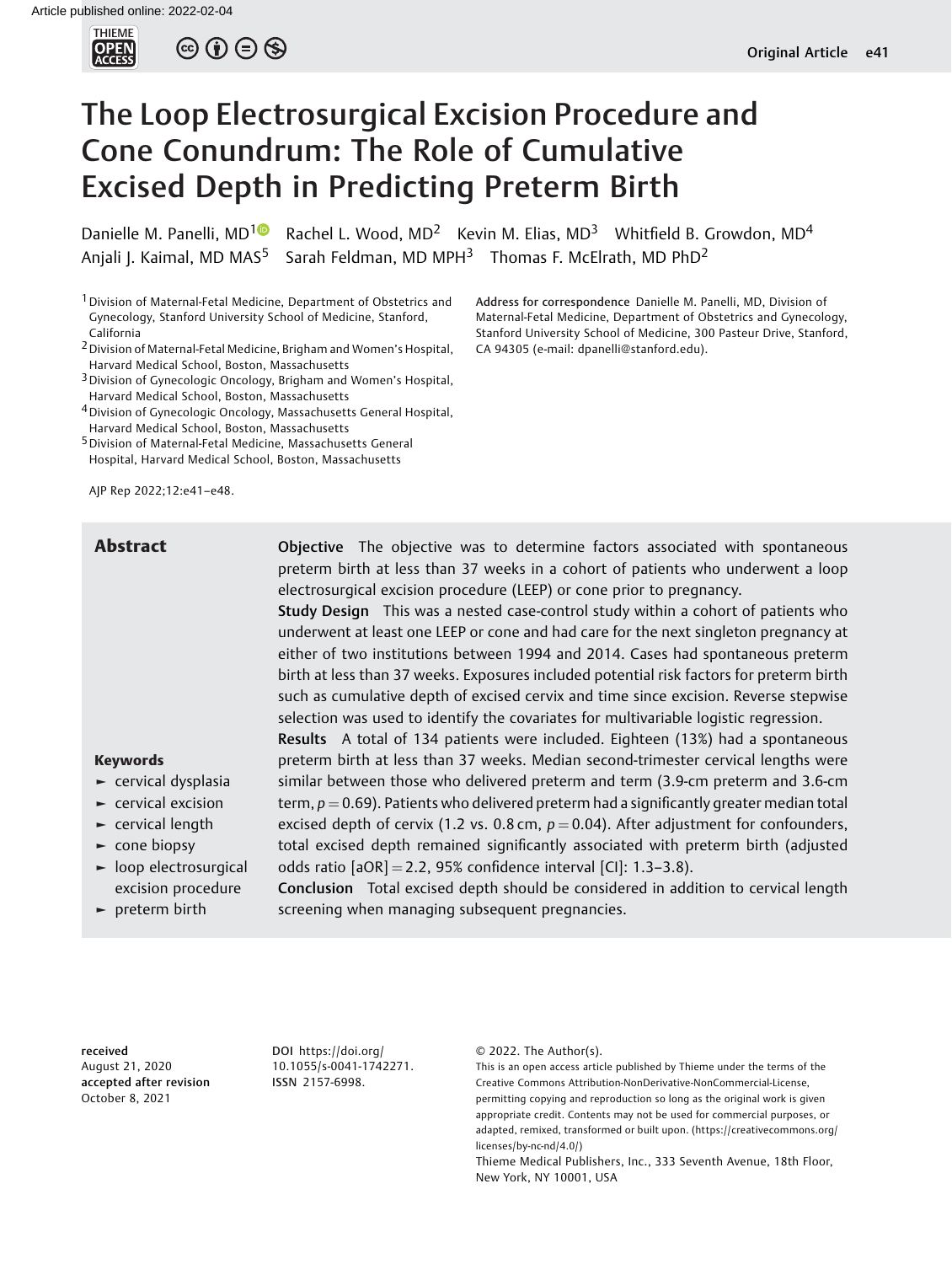# The Loop Electrosurgical Excision Procedure and Cone Conundrum: The Role of Cumulative Excised Depth in Predicting Preterm Birth

Danielle M. Panelli, MD[1] Rachel L. Wood, MD[2] Kevin M. Elias, MD[3] Whitfield B. Growdon, MD[4] Anjali J. Kaimal, MD MAS[5] Sarah Feldman, MD MPH[3] Thomas F. McElrath, MD PhD[2]

[1] Division of Maternal-Fetal Medicine, Department of Obstetrics and Gynecology, Stanford University School of Medicine, Stanford, California

[2] Division of Maternal-Fetal Medicine, Brigham and Women's Hospital, Harvard Medical School, Boston, Massachusetts

[3] Division of Gynecologic Oncology, Brigham and Women's Hospital, Harvard Medical School, Boston, Massachusetts

[4] Division of Gynecologic Oncology, Massachusetts General Hospital, Harvard Medical School, Boston, Massachusetts

[5] Division of Maternal-Fetal Medicine, Massachusetts General Hospital, Harvard Medical School, Boston, Massachusetts

**Address for correspondence** Danielle M. Panelli, MD, Division of Maternal-Fetal Medicine, Department of Obstetrics and Gynecology, Stanford University School of Medicine, 300 Pasteur Drive, Stanford, CA 94305 (e-mail: dpanelli@stanford.edu).

AJP Rep 2022;12:e41–e48.

## Abstract

**Objective** The objective was to determine factors associated with spontaneous preterm birth at less than 37 weeks in a cohort of patients who underwent a loop electrosurgical excision procedure (LEEP) or cone prior to pregnancy.

**Study Design** This was a nested case-control study within a cohort of patients who underwent at least one LEEP or cone and had care for the next singleton pregnancy at either of two institutions between 1994 and 2014. Cases had spontaneous preterm birth at less than 37 weeks. Exposures included potential risk factors for preterm birth such as cumulative depth of excised cervix and time since excision. Reverse stepwise selection was used to identify the covariates for multivariable logistic regression.

**Results** A total of 134 patients were included. Eighteen (13%) had a spontaneous preterm birth at less than 37 weeks. Median second-trimester cervical lengths were similar between those who delivered preterm and term (3.9-cm preterm and 3.6-cm term, $p = 0.69$). Patients who delivered preterm had a significantly greater median total excised depth of cervix (1.2 vs. 0.8 cm, $p = 0.04$). After adjustment for confounders, total excised depth remained significantly associated with preterm birth (adjusted odds ratio [aOR] = 2.2, 95% confidence interval [CI]: 1.3–3.8).

**Conclusion** Total excised depth should be considered in addition to cervical length screening when managing subsequent pregnancies.

**Keywords**

- cervical dysplasia
- cervical excision
- cervical length
- cone biopsy
- loop electrosurgical excision procedure
- preterm birth

**received** August 21, 2020
**accepted after revision** October 8, 2021

**DOI** https://doi.org/10.1055/s-0041-1742271.
**ISSN** 2157-6998.

© 2022. The Author(s).
This is an open access article published by Thieme under the terms of the Creative Commons Attribution-NonDerivative-NonCommercial-License, permitting copying and reproduction so long as the original work is given appropriate credit. Contents may not be used for commercial purposes, or adapted, remixed, transformed or built upon. (https://creativecommons.org/licenses/by-nc-nd/4.0/)
Thieme Medical Publishers, Inc., 333 Seventh Avenue, 18th Floor, New York, NY 10001, USA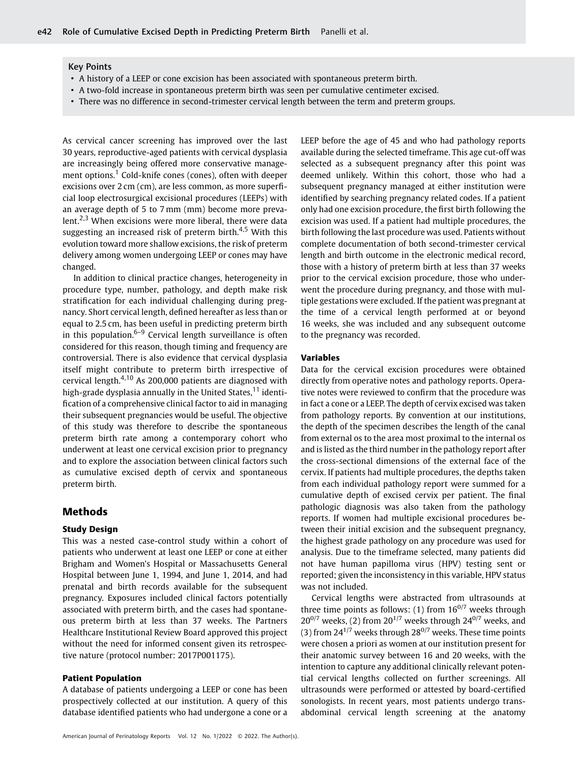## Key Points

- A history of a LEEP or cone excision has been associated with spontaneous preterm birth.
- A two-fold increase in spontaneous preterm birth was seen per cumulative centimeter excised.
- There was no difference in second-trimester cervical length between the term and preterm groups.

As cervical cancer screening has improved over the last 30 years, reproductive-aged patients with cervical dysplasia are increasingly being offered more conservative management options.[1] Cold-knife cones (cones), often with deeper excisions over 2 cm (cm), are less common, as more superficial loop electrosurgical excisional procedures (LEEPs) with an average depth of 5 to 7 mm (mm) become more prevalent.[2,3] When excisions were more liberal, there were data suggesting an increased risk of preterm birth.[4,5] With this evolution toward more shallow excisions, the risk of preterm delivery among women undergoing LEEP or cones may have changed.

In addition to clinical practice changes, heterogeneity in procedure type, number, pathology, and depth make risk stratification for each individual challenging during pregnancy. Short cervical length, defined hereafter as less than or equal to 2.5 cm, has been useful in predicting preterm birth in this population.[6–9] Cervical length surveillance is often considered for this reason, though timing and frequency are controversial. There is also evidence that cervical dysplasia itself might contribute to preterm birth irrespective of cervical length.[4,10] As 200,000 patients are diagnosed with high-grade dysplasia annually in the United States,[11] identification of a comprehensive clinical factor to aid in managing their subsequent pregnancies would be useful. The objective of this study was therefore to describe the spontaneous preterm birth rate among a contemporary cohort who underwent at least one cervical excision prior to pregnancy and to explore the association between clinical factors such as cumulative excised depth of cervix and spontaneous preterm birth.

## Methods

### Study Design

This was a nested case-control study within a cohort of patients who underwent at least one LEEP or cone at either Brigham and Women's Hospital or Massachusetts General Hospital between June 1, 1994, and June 1, 2014, and had prenatal and birth records available for the subsequent pregnancy. Exposures included clinical factors potentially associated with preterm birth, and the cases had spontaneous preterm birth at less than 37 weeks. The Partners Healthcare Institutional Review Board approved this project without the need for informed consent given its retrospective nature (protocol number: 2017P001175).

### Patient Population

A database of patients undergoing a LEEP or cone has been prospectively collected at our institution. A query of this database identified patients who had undergone a cone or a LEEP before the age of 45 and who had pathology reports available during the selected timeframe. This age cut-off was selected as a subsequent pregnancy after this point was deemed unlikely. Within this cohort, those who had a subsequent pregnancy managed at either institution were identified by searching pregnancy related codes. If a patient only had one excision procedure, the first birth following the excision was used. If a patient had multiple procedures, the birth following the last procedure was used. Patients without complete documentation of both second-trimester cervical length and birth outcome in the electronic medical record, those with a history of preterm birth at less than 37 weeks prior to the cervical excision procedure, those who underwent the procedure during pregnancy, and those with multiple gestations were excluded. If the patient was pregnant at the time of a cervical length performed at or beyond 16 weeks, she was included and any subsequent outcome to the pregnancy was recorded.

### Variables

Data for the cervical excision procedures were obtained directly from operative notes and pathology reports. Operative notes were reviewed to confirm that the procedure was in fact a cone or a LEEP. The depth of cervix excised was taken from pathology reports. By convention at our institutions, the depth of the specimen describes the length of the canal from external os to the area most proximal to the internal os and is listed as the third number in the pathology report after the cross-sectional dimensions of the external face of the cervix. If patients had multiple procedures, the depths taken from each individual pathology report were summed for a cumulative depth of excised cervix per patient. The final pathologic diagnosis was also taken from the pathology reports. If women had multiple excisional procedures between their initial excision and the subsequent pregnancy, the highest grade pathology on any procedure was used for analysis. Due to the timeframe selected, many patients did not have human papilloma virus (HPV) testing sent or reported; given the inconsistency in this variable, HPV status was not included.

Cervical lengths were abstracted from ultrasounds at three time points as follows: (1) from $16^{0/7}$ weeks through $20^{0/7}$ weeks, (2) from $20^{1/7}$ weeks through $24^{0/7}$ weeks, and (3) from $24^{1/7}$ weeks through $28^{0/7}$ weeks. These time points were chosen a priori as women at our institution present for their anatomic survey between 16 and 20 weeks, with the intention to capture any additional clinically relevant potential cervical lengths collected on further screenings. All ultrasounds were performed or attested by board-certified sonologists. In recent years, most patients undergo transabdominal cervical length screening at the anatomy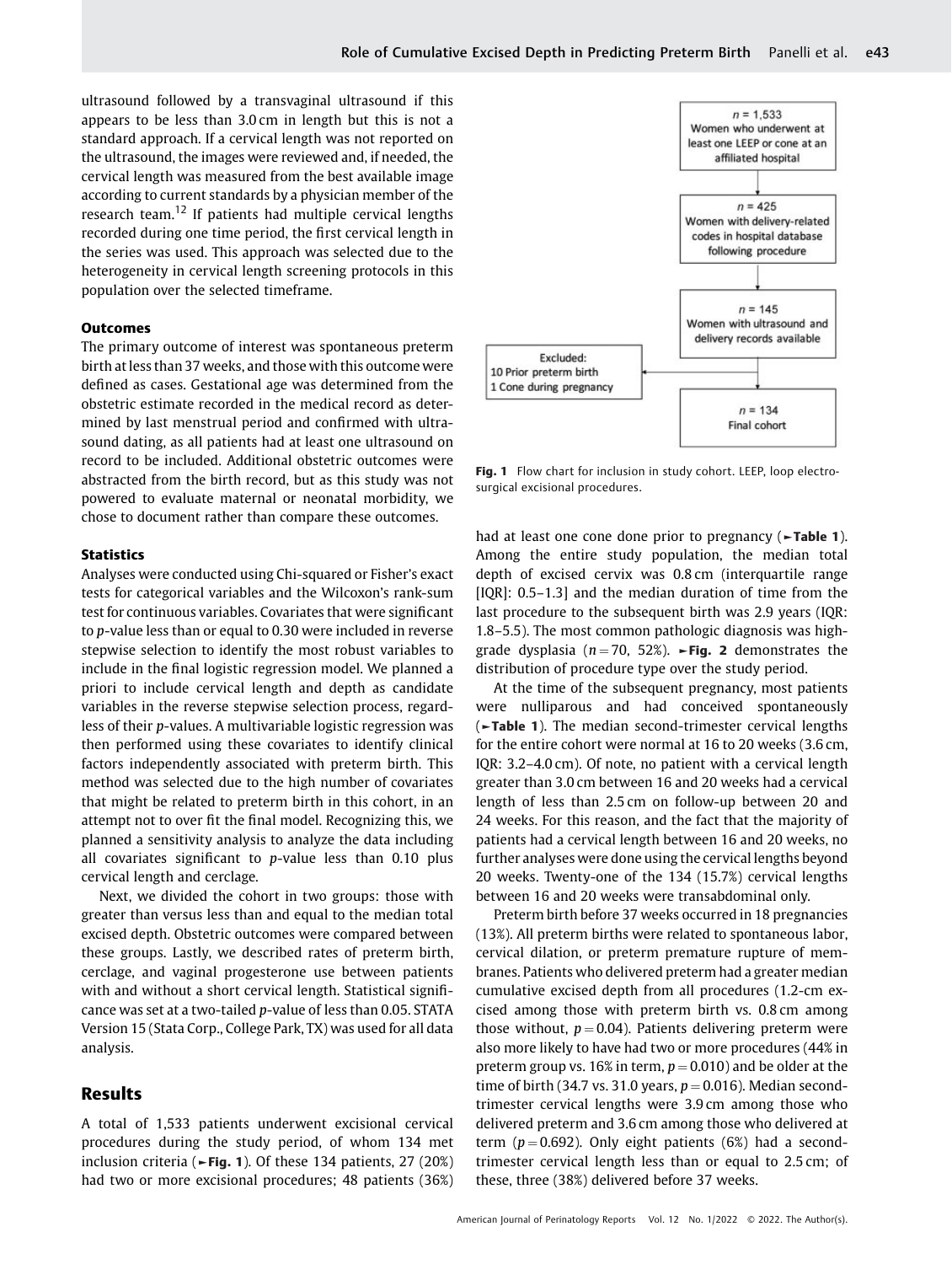ultrasound followed by a transvaginal ultrasound if this appears to be less than 3.0 cm in length but this is not a standard approach. If a cervical length was not reported on the ultrasound, the images were reviewed and, if needed, the cervical length was measured from the best available image according to current standards by a physician member of the research team.[12] If patients had multiple cervical lengths recorded during one time period, the first cervical length in the series was used. This approach was selected due to the heterogeneity in cervical length screening protocols in this population over the selected timeframe.

### Outcomes

The primary outcome of interest was spontaneous preterm birth at less than 37 weeks, and those with this outcome were defined as cases. Gestational age was determined from the obstetric estimate recorded in the medical record as determined by last menstrual period and confirmed with ultrasound dating, as all patients had at least one ultrasound on record to be included. Additional obstetric outcomes were abstracted from the birth record, but as this study was not powered to evaluate maternal or neonatal morbidity, we chose to document rather than compare these outcomes.

### Statistics

Analyses were conducted using Chi-squared or Fisher's exact tests for categorical variables and the Wilcoxon's rank-sum test for continuous variables. Covariates that were significant to $p$-value less than or equal to 0.30 were included in reverse stepwise selection to identify the most robust variables to include in the final logistic regression model. We planned a priori to include cervical length and depth as candidate variables in the reverse stepwise selection process, regardless of their $p$-values. A multivariable logistic regression was then performed using these covariates to identify clinical factors independently associated with preterm birth. This method was selected due to the high number of covariates that might be related to preterm birth in this cohort, in an attempt not to over fit the final model. Recognizing this, we planned a sensitivity analysis to analyze the data including all covariates significant to $p$-value less than 0.10 plus cervical length and cerclage.

Next, we divided the cohort in two groups: those with greater than versus less than and equal to the median total excised depth. Obstetric outcomes were compared between these groups. Lastly, we described rates of preterm birth, cerclage, and vaginal progesterone use between patients with and without a short cervical length. Statistical significance was set at a two-tailed $p$-value of less than 0.05. STATA Version 15 (Stata Corp., College Park, TX) was used for all data analysis.

## Results

A total of 1,533 patients underwent excisional cervical procedures during the study period, of whom 134 met inclusion criteria (►Fig. 1). Of these 134 patients, 27 (20%) had two or more excisional procedures; 48 patients (36%) had at least one cone done prior to pregnancy (►Table 1). Among the entire study population, the median total depth of excised cervix was 0.8 cm (interquartile range [IQR]: 0.5–1.3] and the median duration of time from the last procedure to the subsequent birth was 2.9 years (IQR: 1.8–5.5). The most common pathologic diagnosis was high-grade dysplasia ($n = 70$, 52%). ►Fig. 2 demonstrates the distribution of procedure type over the study period.

$n = 1,533$ Women who underwent at least one LEEP or cone at an affiliated hospital

$n = 425$ Women with delivery-related codes in hospital database following procedure

$n = 145$ Women with ultrasound and delivery records available

Excluded: 10 Prior preterm birth; 1 Cone during pregnancy

$n = 134$ Final cohort

**Fig. 1** Flow chart for inclusion in study cohort. LEEP, loop electrosurgical excisional procedures.

At the time of the subsequent pregnancy, most patients were nulliparous and had conceived spontaneously (►Table 1). The median second-trimester cervical lengths for the entire cohort were normal at 16 to 20 weeks (3.6 cm, IQR: 3.2–4.0 cm). Of note, no patient with a cervical length greater than 3.0 cm between 16 and 20 weeks had a cervical length of less than 2.5 cm on follow-up between 20 and 24 weeks. For this reason, and the fact that the majority of patients had a cervical length between 16 and 20 weeks, no further analyses were done using the cervical lengths beyond 20 weeks. Twenty-one of the 134 (15.7%) cervical lengths between 16 and 20 weeks were transabdominal only.

Preterm birth before 37 weeks occurred in 18 pregnancies (13%). All preterm births were related to spontaneous labor, cervical dilation, or preterm premature rupture of membranes. Patients who delivered preterm had a greater median cumulative excised depth from all procedures (1.2-cm excised among those with preterm birth vs. 0.8 cm among those without, $p = 0.04$). Patients delivering preterm were also more likely to have had two or more procedures (44% in preterm group vs. 16% in term, $p = 0.010$) and be older at the time of birth (34.7 vs. 31.0 years, $p = 0.016$). Median second-trimester cervical lengths were 3.9 cm among those who delivered preterm and 3.6 cm among those who delivered at term ($p = 0.692$). Only eight patients (6%) had a second-trimester cervical length less than or equal to 2.5 cm; of these, three (38%) delivered before 37 weeks.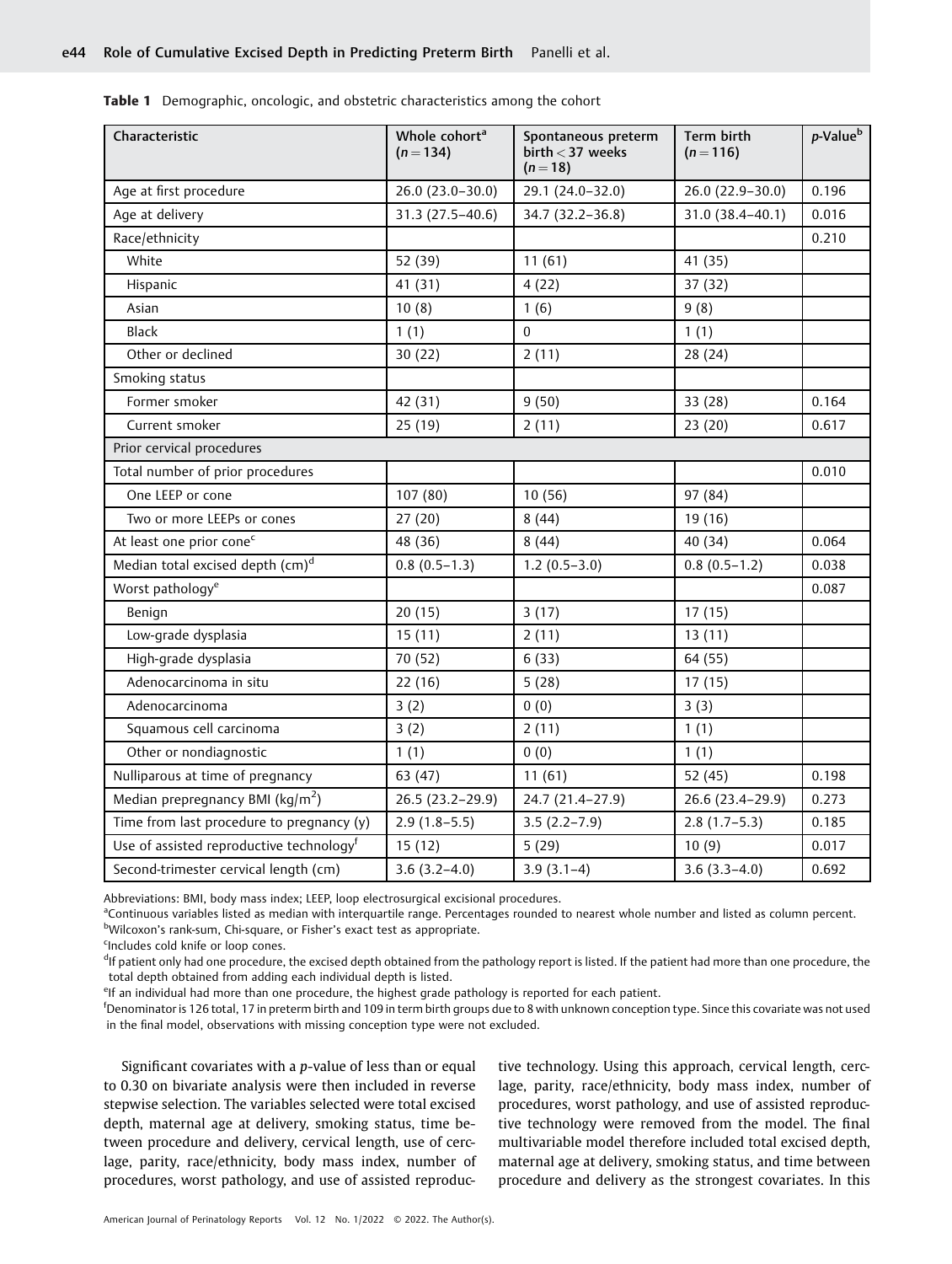**Table 1** Demographic, oncologic, and obstetric characteristics among the cohort

| Characteristic | Whole cohort[a] ($n = 134$) | Spontaneous preterm birth < 37 weeks ($n = 18$) | Term birth ($n = 116$) | p-Value[b] |
|---|---|---|---|---|
| Age at first procedure | 26.0 (23.0–30.0) | 29.1 (24.0–32.0) | 26.0 (22.9–30.0) | 0.196 |
| Age at delivery | 31.3 (27.5–40.6) | 34.7 (32.2–36.8) | 31.0 (38.4–40.1) | 0.016 |
| Race/ethnicity | | | | 0.210 |
| White | 52 (39) | 11 (61) | 41 (35) | |
| Hispanic | 41 (31) | 4 (22) | 37 (32) | |
| Asian | 10 (8) | 1 (6) | 9 (8) | |
| Black | 1 (1) | 0 | 1 (1) | |
| Other or declined | 30 (22) | 2 (11) | 28 (24) | |
| Smoking status | | | | |
| Former smoker | 42 (31) | 9 (50) | 33 (28) | 0.164 |
| Current smoker | 25 (19) | 2 (11) | 23 (20) | 0.617 |
| Prior cervical procedures | | | | |
| Total number of prior procedures | | | | 0.010 |
| One LEEP or cone | 107 (80) | 10 (56) | 97 (84) | |
| Two or more LEEPs or cones | 27 (20) | 8 (44) | 19 (16) | |
| At least one prior cone[c] | 48 (36) | 8 (44) | 40 (34) | 0.064 |
| Median total excised depth (cm)[d] | 0.8 (0.5–1.3) | 1.2 (0.5–3.0) | 0.8 (0.5–1.2) | 0.038 |
| Worst pathology[e] | | | | 0.087 |
| Benign | 20 (15) | 3 (17) | 17 (15) | |
| Low-grade dysplasia | 15 (11) | 2 (11) | 13 (11) | |
| High-grade dysplasia | 70 (52) | 6 (33) | 64 (55) | |
| Adenocarcinoma in situ | 22 (16) | 5 (28) | 17 (15) | |
| Adenocarcinoma | 3 (2) | 0 (0) | 3 (3) | |
| Squamous cell carcinoma | 3 (2) | 2 (11) | 1 (1) | |
| Other or nondiagnostic | 1 (1) | 0 (0) | 1 (1) | |
| Nulliparous at time of pregnancy | 63 (47) | 11 (61) | 52 (45) | 0.198 |
| Median prepregnancy BMI (kg/m$^2$) | 26.5 (23.2–29.9) | 24.7 (21.4–27.9) | 26.6 (23.4–29.9) | 0.273 |
| Time from last procedure to pregnancy (y) | 2.9 (1.8–5.5) | 3.5 (2.2–7.9) | 2.8 (1.7–5.3) | 0.185 |
| Use of assisted reproductive technology[f] | 15 (12) | 5 (29) | 10 (9) | 0.017 |
| Second-trimester cervical length (cm) | 3.6 (3.2–4.0) | 3.9 (3.1–4) | 3.6 (3.3–4.0) | 0.692 |

Abbreviations: BMI, body mass index; LEEP, loop electrosurgical excisional procedures.
[a]Continuous variables listed as median with interquartile range. Percentages rounded to nearest whole number and listed as column percent.
[b]Wilcoxon's rank-sum, Chi-square, or Fisher's exact test as appropriate.
[c]Includes cold knife or loop cones.
[d]If patient only had one procedure, the excised depth obtained from the pathology report is listed. If the patient had more than one procedure, the total depth obtained from adding each individual depth is listed.
[e]If an individual had more than one procedure, the highest grade pathology is reported for each patient.
[f]Denominator is 126 total, 17 in preterm birth and 109 in term birth groups due to 8 with unknown conception type. Since this covariate was not used in the final model, observations with missing conception type were not excluded.

Significant covariates with a p-value of less than or equal to 0.30 on bivariate analysis were then included in reverse stepwise selection. The variables selected were total excised depth, maternal age at delivery, smoking status, time between procedure and delivery, cervical length, use of cerclage, parity, race/ethnicity, body mass index, number of procedures, worst pathology, and use of assisted reproductive technology. Using this approach, cervical length, cerclage, parity, race/ethnicity, body mass index, number of procedures, worst pathology, and use of assisted reproductive technology were removed from the model. The final multivariable model therefore included total excised depth, maternal age at delivery, smoking status, and time between procedure and delivery as the strongest covariates. In this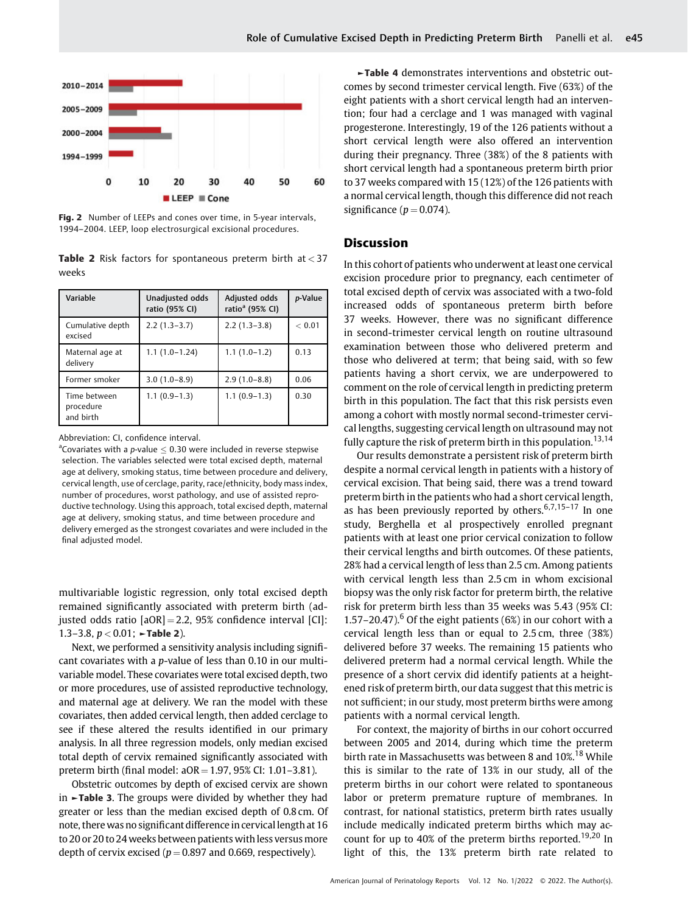Fig. 2 Number of LEEPs and cones over time, in 5-year intervals, 1994–2004. LEEP, loop electrosurgical excisional procedures.

**Table 2** Risk factors for spontaneous preterm birth at < 37 weeks

| Variable | Unadjusted odds ratio (95% CI) | Adjusted odds ratio[a] (95% CI) | *p*-Value |
|---|---|---|---|
| Cumulative depth excised | 2.2 (1.3–3.7) | 2.2 (1.3–3.8) | < 0.01 |
| Maternal age at delivery | 1.1 (1.0–1.24) | 1.1 (1.0–1.2) | 0.13 |
| Former smoker | 3.0 (1.0–8.9) | 2.9 (1.0–8.8) | 0.06 |
| Time between procedure and birth | 1.1 (0.9–1.3) | 1.1 (0.9–1.3) | 0.30 |

Abbreviation: CI, confidence interval.
[a]Covariates with a *p*-value ≤ 0.30 were included in reverse stepwise selection. The variables selected were total excised depth, maternal age at delivery, smoking status, time between procedure and delivery, cervical length, use of cerclage, parity, race/ethnicity, body mass index, number of procedures, worst pathology, and use of assisted reproductive technology. Using this approach, total excised depth, maternal age at delivery, smoking status, and time between procedure and delivery emerged as the strongest covariates and were included in the final adjusted model.

multivariable logistic regression, only total excised depth remained significantly associated with preterm birth (adjusted odds ratio [aOR] = 2.2, 95% confidence interval [CI]: 1.3–3.8, $p < 0.01$; ►Table 2).

Next, we performed a sensitivity analysis including significant covariates with a *p*-value of less than 0.10 in our multivariable model. These covariates were total excised depth, two or more procedures, use of assisted reproductive technology, and maternal age at delivery. We ran the model with these covariates, then added cervical length, then added cerclage to see if these altered the results identified in our primary analysis. In all three regression models, only median excised total depth of cervix remained significantly associated with preterm birth (final model: aOR = 1.97, 95% CI: 1.01–3.81).

Obstetric outcomes by depth of excised cervix are shown in ►Table 3. The groups were divided by whether they had greater or less than the median excised depth of 0.8 cm. Of note, there was no significant difference in cervical length at 16 to 20 or 20 to 24 weeks between patients with less versus more depth of cervix excised ($p = 0.897$ and 0.669, respectively).

►Table 4 demonstrates interventions and obstetric outcomes by second trimester cervical length. Five (63%) of the eight patients with a short cervical length had an intervention; four had a cerclage and 1 was managed with vaginal progesterone. Interestingly, 19 of the 126 patients without a short cervical length were also offered an intervention during their pregnancy. Three (38%) of the 8 patients with short cervical length had a spontaneous preterm birth prior to 37 weeks compared with 15 (12%) of the 126 patients with a normal cervical length, though this difference did not reach significance ($p = 0.074$).

## Discussion

In this cohort of patients who underwent at least one cervical excision procedure prior to pregnancy, each centimeter of total excised depth of cervix was associated with a two-fold increased odds of spontaneous preterm birth before 37 weeks. However, there was no significant difference in second-trimester cervical length on routine ultrasound examination between those who delivered preterm and those who delivered at term; that being said, with so few patients having a short cervix, we are underpowered to comment on the role of cervical length in predicting preterm birth in this population. The fact that this risk persists even among a cohort with mostly normal second-trimester cervical lengths, suggesting cervical length on ultrasound may not fully capture the risk of preterm birth in this population.[13,14]

Our results demonstrate a persistent risk of preterm birth despite a normal cervical length in patients with a history of cervical excision. That being said, there was a trend toward preterm birth in the patients who had a short cervical length, as has been previously reported by others.[6,7,15–17] In one study, Berghella et al prospectively enrolled pregnant patients with at least one prior cervical conization to follow their cervical lengths and birth outcomes. Of these patients, 28% had a cervical length of less than 2.5 cm. Among patients with cervical length less than 2.5 cm in whom excisional biopsy was the only risk factor for preterm birth, the relative risk for preterm birth less than 35 weeks was 5.43 (95% CI: 1.57–20.47).[6] Of the eight patients (6%) in our cohort with a cervical length less than or equal to 2.5 cm, three (38%) delivered before 37 weeks. The remaining 15 patients who delivered preterm had a normal cervical length. While the presence of a short cervix did identify patients at a heightened risk of preterm birth, our data suggest that this metric is not sufficient; in our study, most preterm births were among patients with a normal cervical length.

For context, the majority of births in our cohort occurred between 2005 and 2014, during which time the preterm birth rate in Massachusetts was between 8 and 10%.[18] While this is similar to the rate of 13% in our study, all of the preterm births in our cohort were related to spontaneous labor or preterm premature rupture of membranes. In contrast, for national statistics, preterm birth rates usually include medically indicated preterm births which may account for up to 40% of the preterm births reported.[19,20] In light of this, the 13% preterm birth rate related to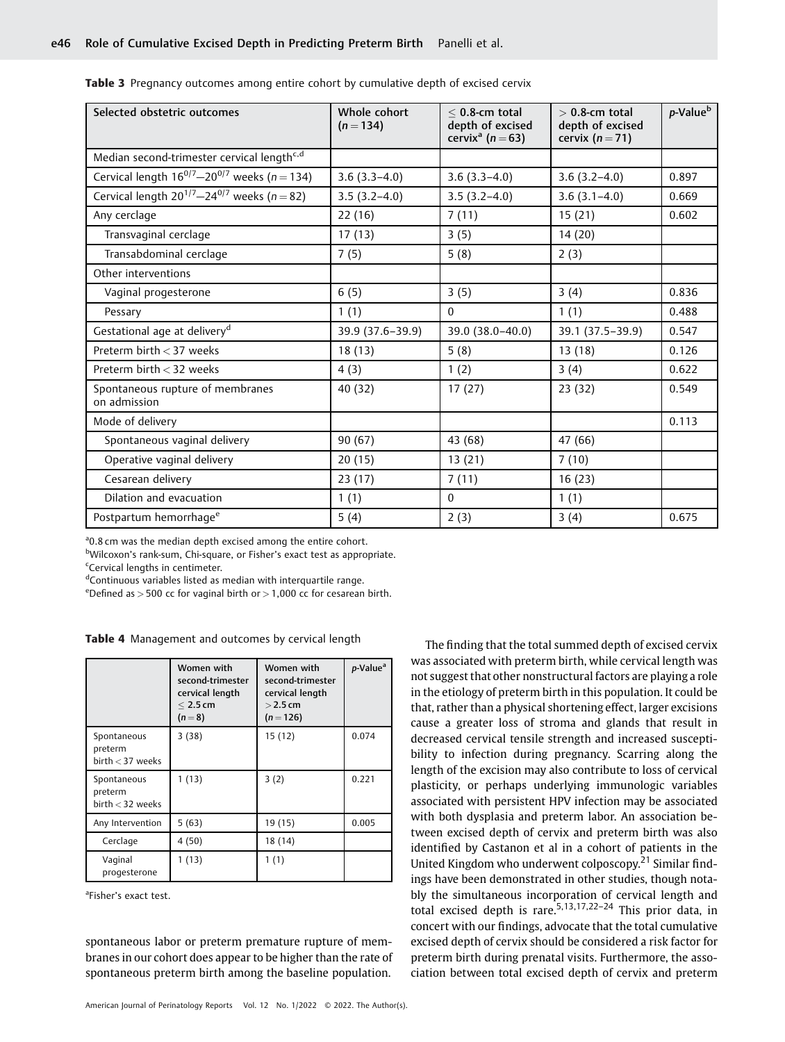**Table 3** Pregnancy outcomes among entire cohort by cumulative depth of excised cervix

| Selected obstetric outcomes | Whole cohort ($n = 134$) | ≤ 0.8-cm total depth of excised cervix[a] ($n = 63$) | > 0.8-cm total depth of excised cervix ($n = 71$) | p-Value[b] |
|---|---|---|---|---|
| Median second-trimester cervical length[c,d] | | | | |
| Cervical length $16^{0/7}$–$20^{0/7}$ weeks ($n = 134$) | 3.6 (3.3–4.0) | 3.6 (3.3–4.0) | 3.6 (3.2–4.0) | 0.897 |
| Cervical length $20^{1/7}$–$24^{0/7}$ weeks ($n = 82$) | 3.5 (3.2–4.0) | 3.5 (3.2–4.0) | 3.6 (3.1–4.0) | 0.669 |
| Any cerclage | 22 (16) | 7 (11) | 15 (21) | 0.602 |
| Transvaginal cerclage | 17 (13) | 3 (5) | 14 (20) | |
| Transabdominal cerclage | 7 (5) | 5 (8) | 2 (3) | |
| Other interventions | | | | |
| Vaginal progesterone | 6 (5) | 3 (5) | 3 (4) | 0.836 |
| Pessary | 1 (1) | 0 | 1 (1) | 0.488 |
| Gestational age at delivery[d] | 39.9 (37.6–39.9) | 39.0 (38.0–40.0) | 39.1 (37.5–39.9) | 0.547 |
| Preterm birth < 37 weeks | 18 (13) | 5 (8) | 13 (18) | 0.126 |
| Preterm birth < 32 weeks | 4 (3) | 1 (2) | 3 (4) | 0.622 |
| Spontaneous rupture of membranes on admission | 40 (32) | 17 (27) | 23 (32) | 0.549 |
| Mode of delivery | | | | 0.113 |
| Spontaneous vaginal delivery | 90 (67) | 43 (68) | 47 (66) | |
| Operative vaginal delivery | 20 (15) | 13 (21) | 7 (10) | |
| Cesarean delivery | 23 (17) | 7 (11) | 16 (23) | |
| Dilation and evacuation | 1 (1) | 0 | 1 (1) | |
| Postpartum hemorrhage[e] | 5 (4) | 2 (3) | 3 (4) | 0.675 |

[a]0.8 cm was the median depth excised among the entire cohort.
[b]Wilcoxon's rank-sum, Chi-square, or Fisher's exact test as appropriate.
[c]Cervical lengths in centimeter.
[d]Continuous variables listed as median with interquartile range.
[e]Defined as > 500 cc for vaginal birth or > 1,000 cc for cesarean birth.

**Table 4** Management and outcomes by cervical length

| | Women with second-trimester cervical length ≤ 2.5 cm ($n = 8$) | Women with second-trimester cervical length > 2.5 cm ($n = 126$) | p-Value[a] |
|---|---|---|---|
| Spontaneous preterm birth < 37 weeks | 3 (38) | 15 (12) | 0.074 |
| Spontaneous preterm birth < 32 weeks | 1 (13) | 3 (2) | 0.221 |
| Any Intervention | 5 (63) | 19 (15) | 0.005 |
| Cerclage | 4 (50) | 18 (14) | |
| Vaginal progesterone | 1 (13) | 1 (1) | |

[a]Fisher's exact test.

spontaneous labor or preterm premature rupture of membranes in our cohort does appear to be higher than the rate of spontaneous preterm birth among the baseline population.

The finding that the total summed depth of excised cervix was associated with preterm birth, while cervical length was not suggest that other nonstructural factors are playing a role in the etiology of preterm birth in this population. It could be that, rather than a physical shortening effect, larger excisions cause a greater loss of stroma and glands that result in decreased cervical tensile strength and increased susceptibility to infection during pregnancy. Scarring along the length of the excision may also contribute to loss of cervical plasticity, or perhaps underlying immunologic variables associated with persistent HPV infection may be associated with both dysplasia and preterm labor. An association between excised depth of cervix and preterm birth was also identified by Castanon et al in a cohort of patients in the United Kingdom who underwent colposcopy.[21] Similar findings have been demonstrated in other studies, though notably the simultaneous incorporation of cervical length and total excised depth is rare.[5,13,17,22–24] This prior data, in concert with our findings, advocate that the total cumulative excised depth of cervix should be considered a risk factor for preterm birth during prenatal visits. Furthermore, the association between total excised depth of cervix and preterm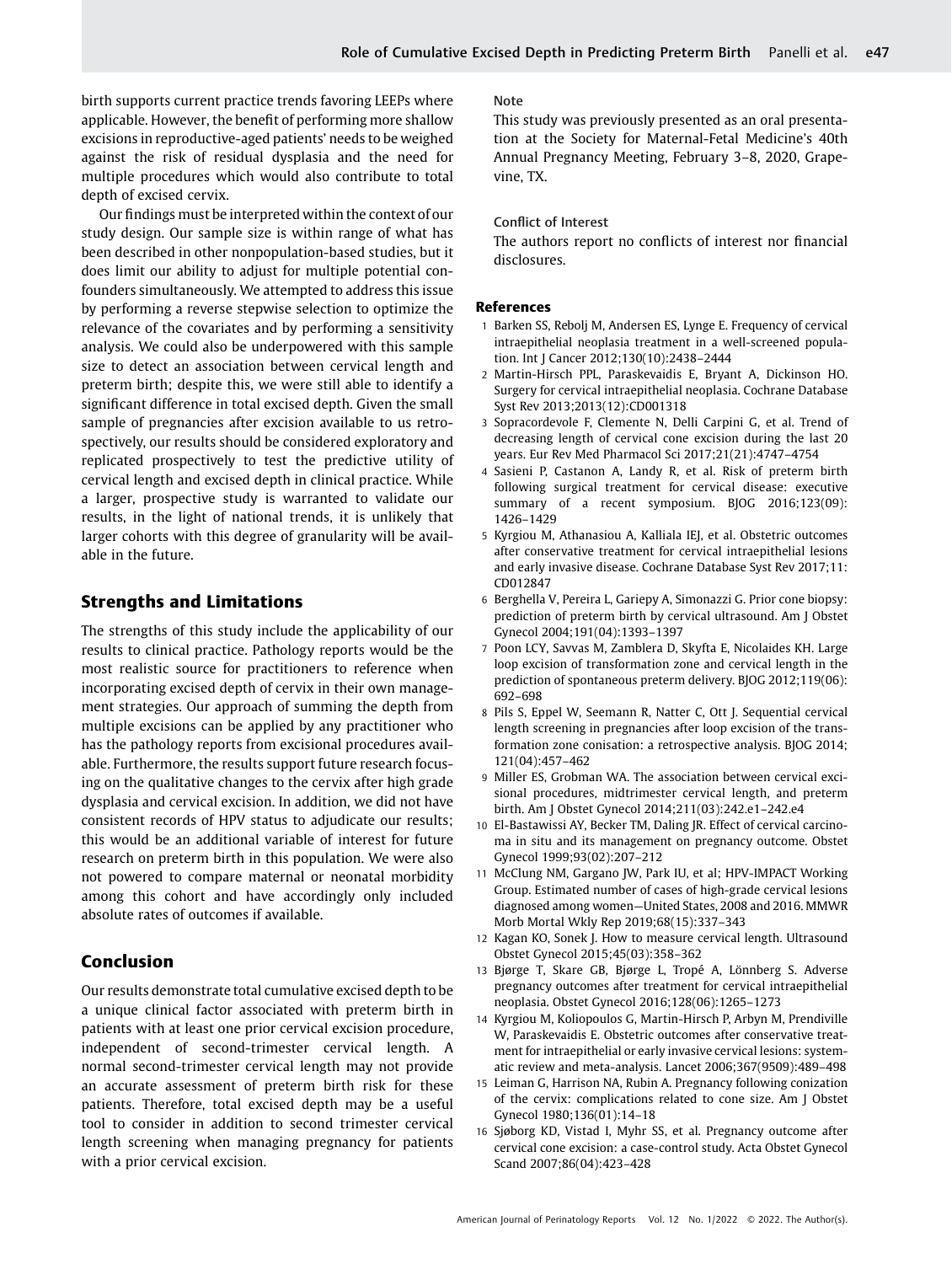birth supports current practice trends favoring LEEPs where applicable. However, the benefit of performing more shallow excisions in reproductive-aged patients' needs to be weighed against the risk of residual dysplasia and the need for multiple procedures which would also contribute to total depth of excised cervix.

Our findings must be interpreted within the context of our study design. Our sample size is within range of what has been described in other nonpopulation-based studies, but it does limit our ability to adjust for multiple potential confounders simultaneously. We attempted to address this issue by performing a reverse stepwise selection to optimize the relevance of the covariates and by performing a sensitivity analysis. We could also be underpowered with this sample size to detect an association between cervical length and preterm birth; despite this, we were still able to identify a significant difference in total excised depth. Given the small sample of pregnancies after excision available to us retrospectively, our results should be considered exploratory and replicated prospectively to test the predictive utility of cervical length and excised depth in clinical practice. While a larger, prospective study is warranted to validate our results, in the light of national trends, it is unlikely that larger cohorts with this degree of granularity will be available in the future.

## Strengths and Limitations

The strengths of this study include the applicability of our results to clinical practice. Pathology reports would be the most realistic source for practitioners to reference when incorporating excised depth of cervix in their own management strategies. Our approach of summing the depth from multiple excisions can be applied by any practitioner who has the pathology reports from excisional procedures available. Furthermore, the results support future research focusing on the qualitative changes to the cervix after high grade dysplasia and cervical excision. In addition, we did not have consistent records of HPV status to adjudicate our results; this would be an additional variable of interest for future research on preterm birth in this population. We were also not powered to compare maternal or neonatal morbidity among this cohort and have accordingly only included absolute rates of outcomes if available.

## Conclusion

Our results demonstrate total cumulative excised depth to be a unique clinical factor associated with preterm birth in patients with at least one prior cervical excision procedure, independent of second-trimester cervical length. A normal second-trimester cervical length may not provide an accurate assessment of preterm birth risk for these patients. Therefore, total excised depth may be a useful tool to consider in addition to second trimester cervical length screening when managing pregnancy for patients with a prior cervical excision.

Note

This study was previously presented as an oral presentation at the Society for Maternal-Fetal Medicine's 40th Annual Pregnancy Meeting, February 3–8, 2020, Grapevine, TX.

Conflict of Interest

The authors report no conflicts of interest nor financial disclosures.

## References

1. Barken SS, Rebolj M, Andersen ES, Lynge E. Frequency of cervical intraepithelial neoplasia treatment in a well-screened population. Int J Cancer 2012;130(10):2438–2444
2. Martin-Hirsch PPL, Paraskevaidis E, Bryant A, Dickinson HO. Surgery for cervical intraepithelial neoplasia. Cochrane Database Syst Rev 2013;2013(12):CD001318
3. Sopracordevole F, Clemente N, Delli Carpini G, et al. Trend of decreasing length of cervical cone excision during the last 20 years. Eur Rev Med Pharmacol Sci 2017;21(21):4747–4754
4. Sasieni P, Castanon A, Landy R, et al. Risk of preterm birth following surgical treatment for cervical disease: executive summary of a recent symposium. BJOG 2016;123(09):1426–1429
5. Kyrgiou M, Athanasiou A, Kalliala IEJ, et al. Obstetric outcomes after conservative treatment for cervical intraepithelial lesions and early invasive disease. Cochrane Database Syst Rev 2017;11:CD012847
6. Berghella V, Pereira L, Gariepy A, Simonazzi G. Prior cone biopsy: prediction of preterm birth by cervical ultrasound. Am J Obstet Gynecol 2004;191(04):1393–1397
7. Poon LCY, Savvas M, Zamblera D, Skyfta E, Nicolaides KH. Large loop excision of transformation zone and cervical length in the prediction of spontaneous preterm delivery. BJOG 2012;119(06):692–698
8. Pils S, Eppel W, Seemann R, Natter C, Ott J. Sequential cervical length screening in pregnancies after loop excision of the transformation zone conisation: a retrospective analysis. BJOG 2014;121(04):457–462
9. Miller ES, Grobman WA. The association between cervical excisional procedures, midtrimester cervical length, and preterm birth. Am J Obstet Gynecol 2014;211(03):242.e1–242.e4
10. El-Bastawissi AY, Becker TM, Daling JR. Effect of cervical carcinoma in situ and its management on pregnancy outcome. Obstet Gynecol 1999;93(02):207–212
11. McClung NM, Gargano JW, Park IU, et al; HPV-IMPACT Working Group. Estimated number of cases of high-grade cervical lesions diagnosed among women—United States, 2008 and 2016. MMWR Morb Mortal Wkly Rep 2019;68(15):337–343
12. Kagan KO, Sonek J. How to measure cervical length. Ultrasound Obstet Gynecol 2015;45(03):358–362
13. Bjørge T, Skare GB, Bjørge L, Tropé A, Lönnberg S. Adverse pregnancy outcomes after treatment for cervical intraepithelial neoplasia. Obstet Gynecol 2016;128(06):1265–1273
14. Kyrgiou M, Koliopoulos G, Martin-Hirsch P, Arbyn M, Prendiville W, Paraskevaidis E. Obstetric outcomes after conservative treatment for intraepithelial or early invasive cervical lesions: systematic review and meta-analysis. Lancet 2006;367(9509):489–498
15. Leiman G, Harrison NA, Rubin A. Pregnancy following conization of the cervix: complications related to cone size. Am J Obstet Gynecol 1980;136(01):14–18
16. Sjøborg KD, Vistad I, Myhr SS, et al. Pregnancy outcome after cervical cone excision: a case-control study. Acta Obstet Gynecol Scand 2007;86(04):423–428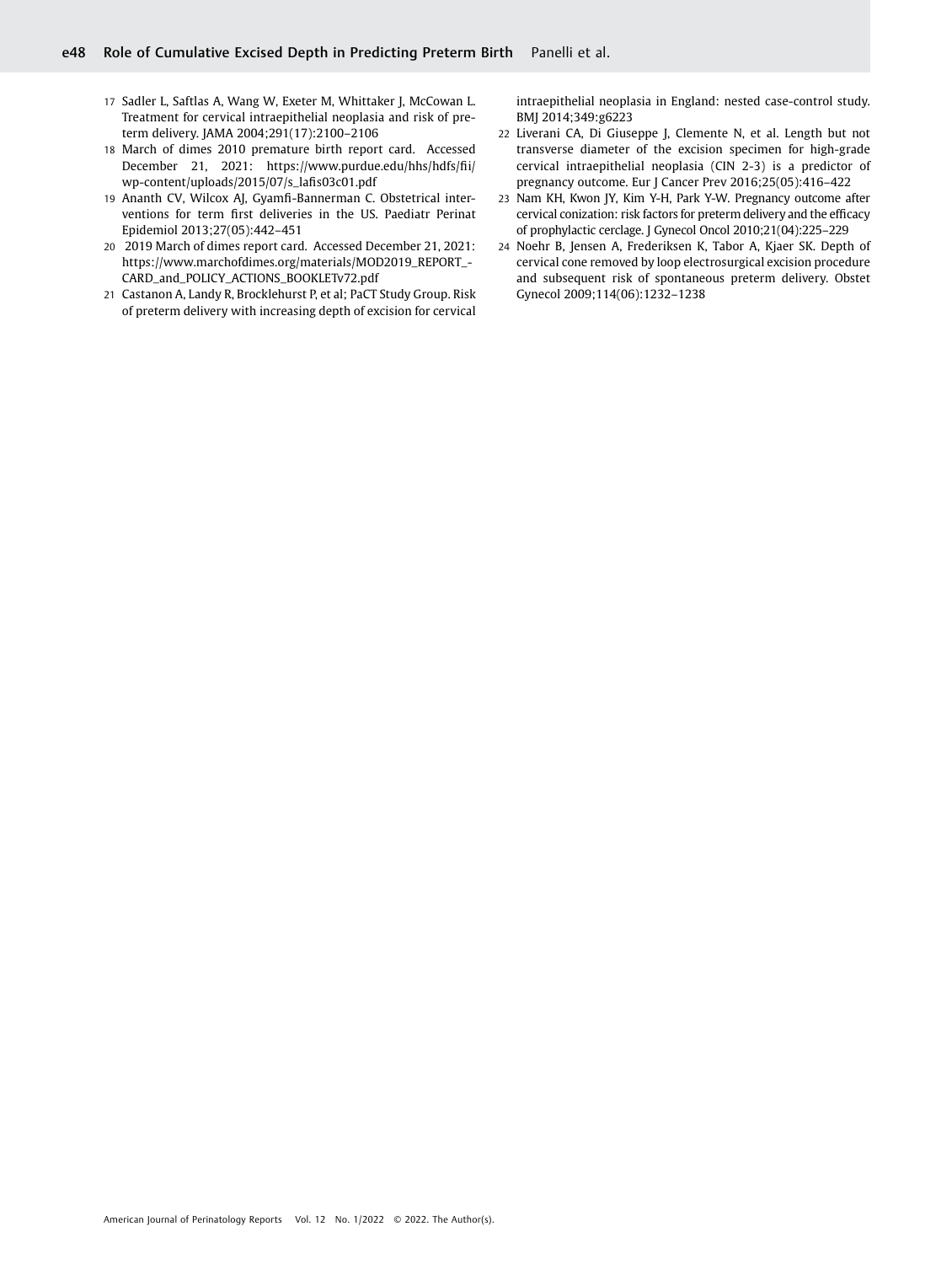17 Sadler L, Saftlas A, Wang W, Exeter M, Whittaker J, McCowan L. Treatment for cervical intraepithelial neoplasia and risk of preterm delivery. JAMA 2004;291(17):2100–2106

18 March of dimes 2010 premature birth report card. Accessed December 21, 2021: https://www.purdue.edu/hhs/hdfs/fii/wp-content/uploads/2015/07/s_lafis03c01.pdf

19 Ananth CV, Wilcox AJ, Gyamfi-Bannerman C. Obstetrical interventions for term first deliveries in the US. Paediatr Perinat Epidemiol 2013;27(05):442–451

20 2019 March of dimes report card. Accessed December 21, 2021: https://www.marchofdimes.org/materials/MOD2019_REPORT_CARD_and_POLICY_ACTIONS_BOOKLETv72.pdf

21 Castanon A, Landy R, Brocklehurst P, et al; PaCT Study Group. Risk of preterm delivery with increasing depth of excision for cervical intraepithelial neoplasia in England: nested case-control study. BMJ 2014;349:g6223

22 Liverani CA, Di Giuseppe J, Clemente N, et al. Length but not transverse diameter of the excision specimen for high-grade cervical intraepithelial neoplasia (CIN 2-3) is a predictor of pregnancy outcome. Eur J Cancer Prev 2016;25(05):416–422

23 Nam KH, Kwon JY, Kim Y-H, Park Y-W. Pregnancy outcome after cervical conization: risk factors for preterm delivery and the efficacy of prophylactic cerclage. J Gynecol Oncol 2010;21(04):225–229

24 Noehr B, Jensen A, Frederiksen K, Tabor A, Kjaer SK. Depth of cervical cone removed by loop electrosurgical excision procedure and subsequent risk of spontaneous preterm delivery. Obstet Gynecol 2009;114(06):1232–1238